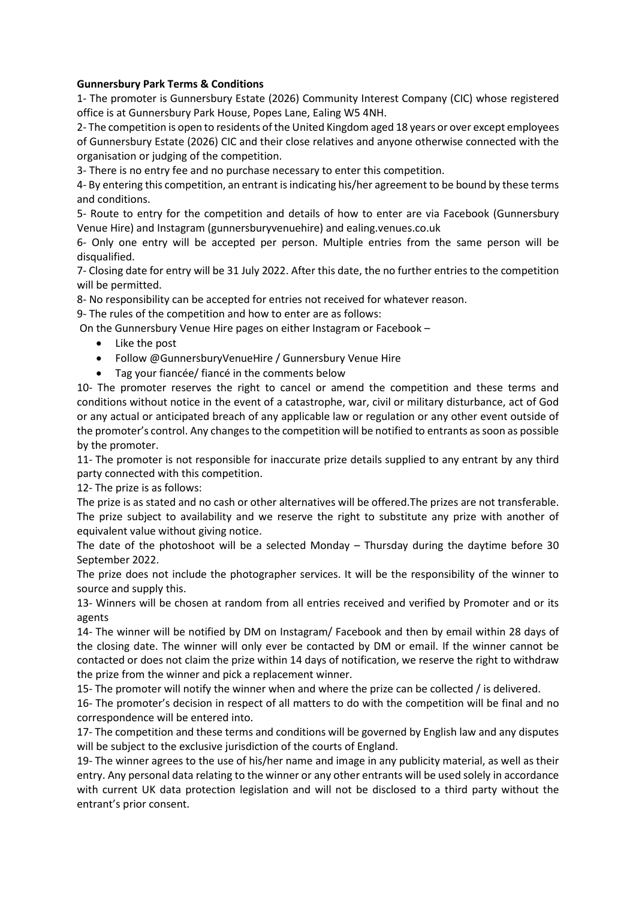**Gunnersbury Park Terms & Conditions**

1- The promoter is Gunnersbury Estate (2026) Community Interest Company (CIC) whose registered office is at Gunnersbury Park House, Popes Lane, Ealing W5 4NH.

2- The competition is open to residents of the United Kingdom aged 18 years or over except employees of Gunnersbury Estate (2026) CIC and their close relatives and anyone otherwise connected with the organisation or judging of the competition.

3- There is no entry fee and no purchase necessary to enter this competition.

4- By entering this competition, an entrant is indicating his/her agreement to be bound by these terms and conditions.

5- Route to entry for the competition and details of how to enter are via Facebook (Gunnersbury Venue Hire) and Instagram (gunnersburyvenuehire) and ealing.venues.co.uk

6- Only one entry will be accepted per person. Multiple entries from the same person will be disqualified.

7- Closing date for entry will be 31 July 2022. After this date, the no further entries to the competition will be permitted.

8- No responsibility can be accepted for entries not received for whatever reason.

9- The rules of the competition and how to enter are as follows:

On the Gunnersbury Venue Hire pages on either Instagram or Facebook –

- Like the post
- Follow @GunnersburyVenueHire / Gunnersbury Venue Hire
- Tag your fiancée/ fiancé in the comments below

10- The promoter reserves the right to cancel or amend the competition and these terms and conditions without notice in the event of a catastrophe, war, civil or military disturbance, act of God or any actual or anticipated breach of any applicable law or regulation or any other event outside of the promoter's control. Any changes to the competition will be notified to entrants as soon as possible by the promoter.

11- The promoter is not responsible for inaccurate prize details supplied to any entrant by any third party connected with this competition.

12- The prize is as follows:

The prize is as stated and no cash or other alternatives will be offered.The prizes are not transferable. The prize subject to availability and we reserve the right to substitute any prize with another of equivalent value without giving notice.

The date of the photoshoot will be a selected Monday – Thursday during the daytime before 30 September 2022.

The prize does not include the photographer services. It will be the responsibility of the winner to source and supply this.

13- Winners will be chosen at random from all entries received and verified by Promoter and or its agents

14- The winner will be notified by DM on Instagram/ Facebook and then by email within 28 days of the closing date. The winner will only ever be contacted by DM or email. If the winner cannot be contacted or does not claim the prize within 14 days of notification, we reserve the right to withdraw the prize from the winner and pick a replacement winner.

15- The promoter will notify the winner when and where the prize can be collected / is delivered.

16- The promoter's decision in respect of all matters to do with the competition will be final and no correspondence will be entered into.

17- The competition and these terms and conditions will be governed by English law and any disputes will be subject to the exclusive jurisdiction of the courts of England.

19- The winner agrees to the use of his/her name and image in any publicity material, as well as their entry. Any personal data relating to the winner or any other entrants will be used solely in accordance with current UK data protection legislation and will not be disclosed to a third party without the entrant's prior consent.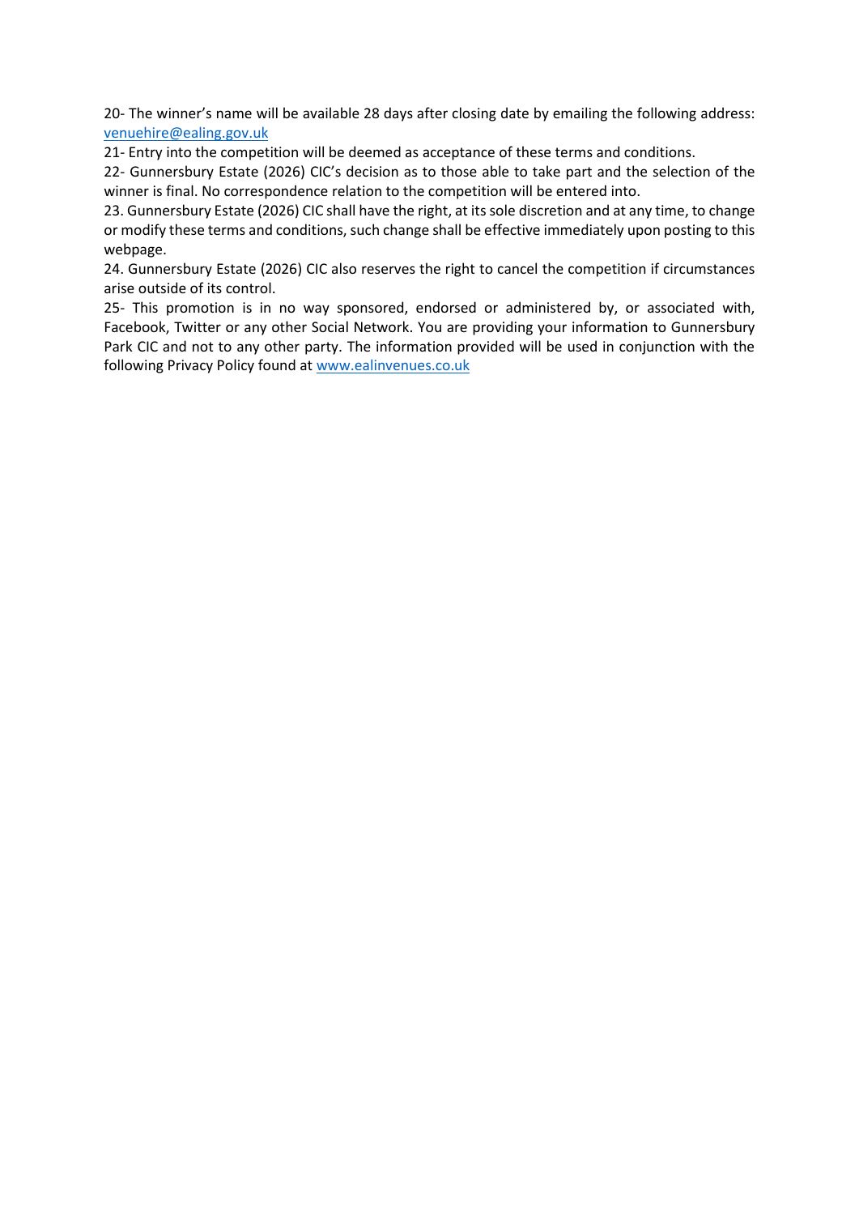20- The winner's name will be available 28 days after closing date by emailing the following address: venuehire@ealing.gov.uk

21- Entry into the competition will be deemed as acceptance of these terms and conditions.

22- Gunnersbury Estate (2026) CIC's decision as to those able to take part and the selection of the winner is final. No correspondence relation to the competition will be entered into.

23. Gunnersbury Estate (2026) CIC shall have the right, at its sole discretion and at any time, to change or modify these terms and conditions, such change shall be effective immediately upon posting to this webpage.

24. Gunnersbury Estate (2026) CIC also reserves the right to cancel the competition if circumstances arise outside of its control.

25- This promotion is in no way sponsored, endorsed or administered by, or associated with, Facebook, Twitter or any other Social Network. You are providing your information to Gunnersbury Park CIC and not to any other party. The information provided will be used in conjunction with the following Privacy Policy found at www.ealinvenues.co.uk